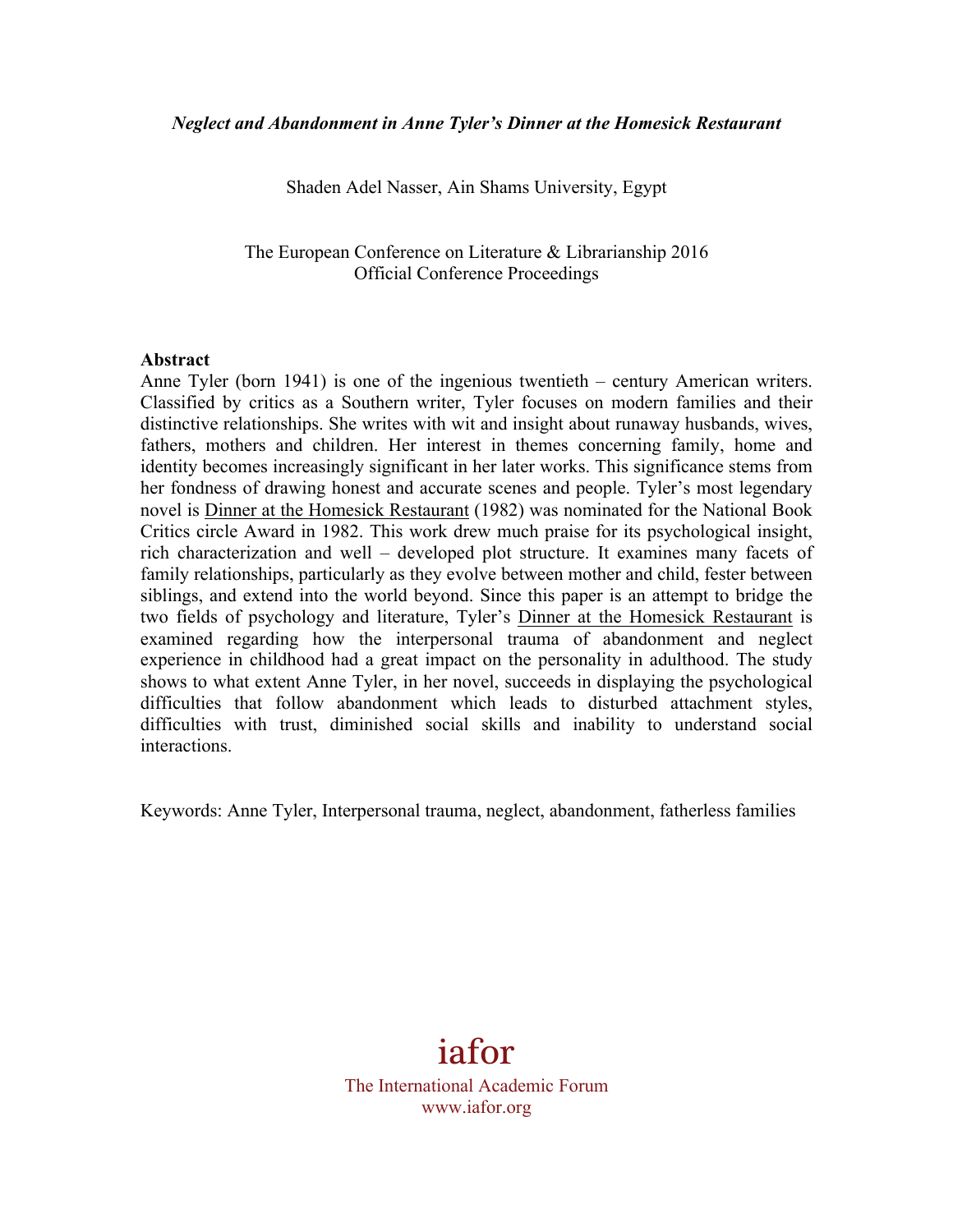***Neglect and Abandonment in Anne Tyler's Dinner at the Homesick Restaurant***

Shaden Adel Nasser, Ain Shams University, Egypt

The European Conference on Literature & Librarianship 2016
Official Conference Proceedings

**Abstract**

Anne Tyler (born 1941) is one of the ingenious twentieth – century American writers. Classified by critics as a Southern writer, Tyler focuses on modern families and their distinctive relationships. She writes with wit and insight about runaway husbands, wives, fathers, mothers and children. Her interest in themes concerning family, home and identity becomes increasingly significant in her later works. This significance stems from her fondness of drawing honest and accurate scenes and people. Tyler's most legendary novel is Dinner at the Homesick Restaurant (1982) was nominated for the National Book Critics circle Award in 1982. This work drew much praise for its psychological insight, rich characterization and well – developed plot structure. It examines many facets of family relationships, particularly as they evolve between mother and child, fester between siblings, and extend into the world beyond. Since this paper is an attempt to bridge the two fields of psychology and literature, Tyler's Dinner at the Homesick Restaurant is examined regarding how the interpersonal trauma of abandonment and neglect experience in childhood had a great impact on the personality in adulthood. The study shows to what extent Anne Tyler, in her novel, succeeds in displaying the psychological difficulties that follow abandonment which leads to disturbed attachment styles, difficulties with trust, diminished social skills and inability to understand social interactions.

Keywords: Anne Tyler, Interpersonal trauma, neglect, abandonment, fatherless families

iafor

The International Academic Forum
www.iafor.org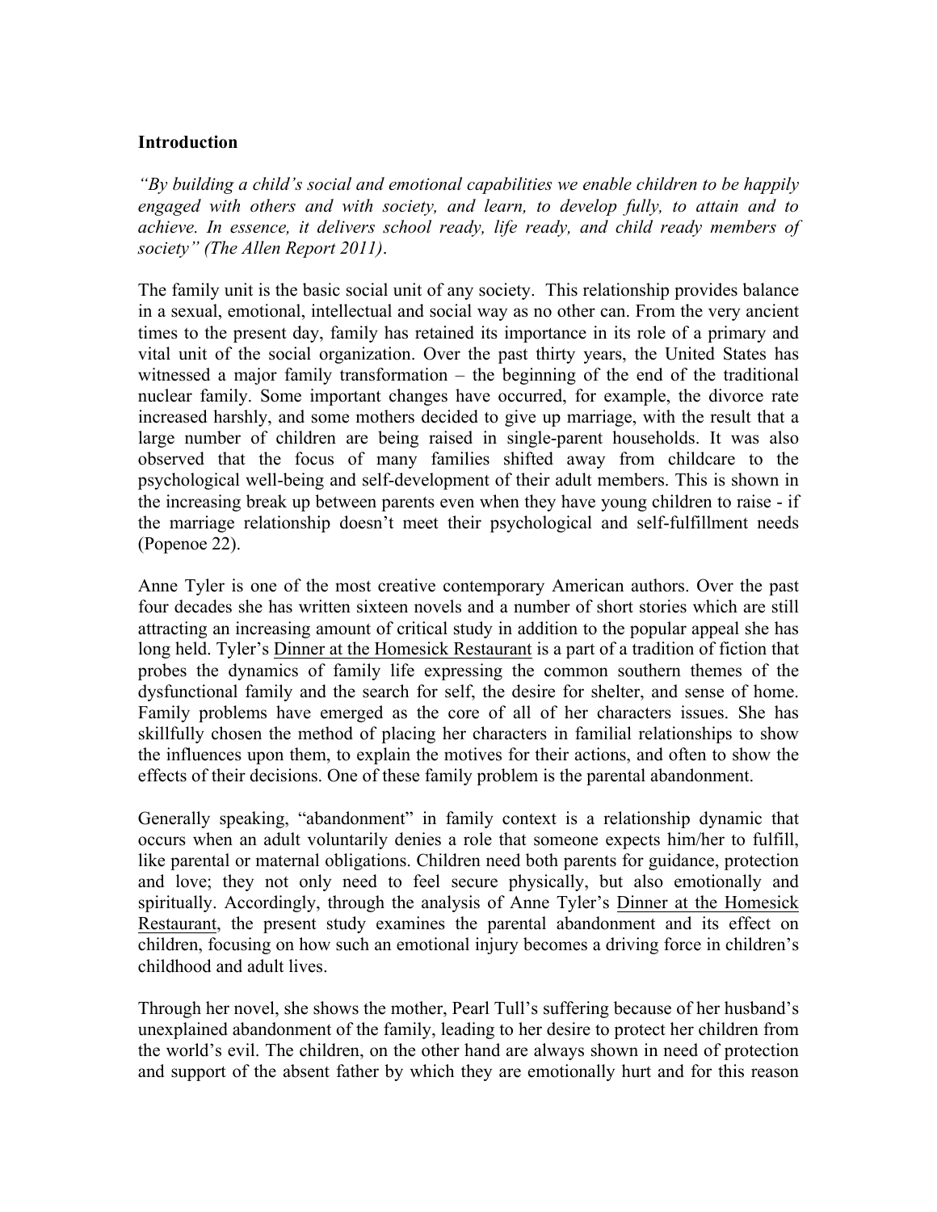**Introduction**

*"By building a child's social and emotional capabilities we enable children to be happily engaged with others and with society, and learn, to develop fully, to attain and to achieve. In essence, it delivers school ready, life ready, and child ready members of society" (The Allen Report 2011).*

The family unit is the basic social unit of any society. This relationship provides balance in a sexual, emotional, intellectual and social way as no other can. From the very ancient times to the present day, family has retained its importance in its role of a primary and vital unit of the social organization. Over the past thirty years, the United States has witnessed a major family transformation – the beginning of the end of the traditional nuclear family. Some important changes have occurred, for example, the divorce rate increased harshly, and some mothers decided to give up marriage, with the result that a large number of children are being raised in single-parent households. It was also observed that the focus of many families shifted away from childcare to the psychological well-being and self-development of their adult members. This is shown in the increasing break up between parents even when they have young children to raise - if the marriage relationship doesn't meet their psychological and self-fulfillment needs (Popenoe 22).

Anne Tyler is one of the most creative contemporary American authors. Over the past four decades she has written sixteen novels and a number of short stories which are still attracting an increasing amount of critical study in addition to the popular appeal she has long held. Tyler's <u>Dinner at the Homesick Restaurant</u> is a part of a tradition of fiction that probes the dynamics of family life expressing the common southern themes of the dysfunctional family and the search for self, the desire for shelter, and sense of home. Family problems have emerged as the core of all of her characters issues. She has skillfully chosen the method of placing her characters in familial relationships to show the influences upon them, to explain the motives for their actions, and often to show the effects of their decisions. One of these family problem is the parental abandonment.

Generally speaking, "abandonment" in family context is a relationship dynamic that occurs when an adult voluntarily denies a role that someone expects him/her to fulfill, like parental or maternal obligations. Children need both parents for guidance, protection and love; they not only need to feel secure physically, but also emotionally and spiritually. Accordingly, through the analysis of Anne Tyler's <u>Dinner at the Homesick Restaurant</u>, the present study examines the parental abandonment and its effect on children, focusing on how such an emotional injury becomes a driving force in children's childhood and adult lives.

Through her novel, she shows the mother, Pearl Tull's suffering because of her husband's unexplained abandonment of the family, leading to her desire to protect her children from the world's evil. The children, on the other hand are always shown in need of protection and support of the absent father by which they are emotionally hurt and for this reason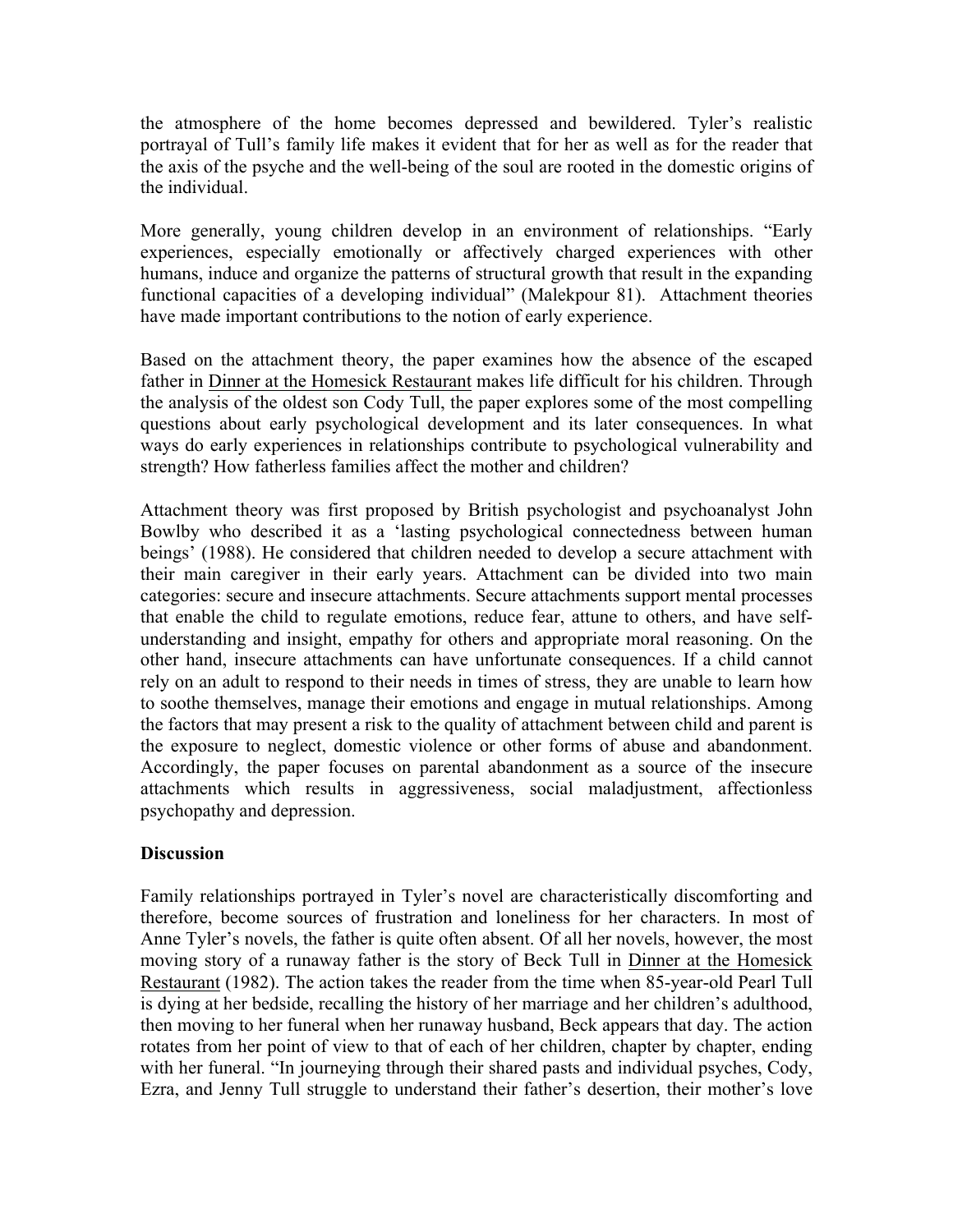the atmosphere of the home becomes depressed and bewildered. Tyler's realistic portrayal of Tull's family life makes it evident that for her as well as for the reader that the axis of the psyche and the well-being of the soul are rooted in the domestic origins of the individual.

More generally, young children develop in an environment of relationships. "Early experiences, especially emotionally or affectively charged experiences with other humans, induce and organize the patterns of structural growth that result in the expanding functional capacities of a developing individual" (Malekpour 81). Attachment theories have made important contributions to the notion of early experience.

Based on the attachment theory, the paper examines how the absence of the escaped father in Dinner at the Homesick Restaurant makes life difficult for his children. Through the analysis of the oldest son Cody Tull, the paper explores some of the most compelling questions about early psychological development and its later consequences. In what ways do early experiences in relationships contribute to psychological vulnerability and strength? How fatherless families affect the mother and children?

Attachment theory was first proposed by British psychologist and psychoanalyst John Bowlby who described it as a 'lasting psychological connectedness between human beings' (1988). He considered that children needed to develop a secure attachment with their main caregiver in their early years. Attachment can be divided into two main categories: secure and insecure attachments. Secure attachments support mental processes that enable the child to regulate emotions, reduce fear, attune to others, and have self-understanding and insight, empathy for others and appropriate moral reasoning. On the other hand, insecure attachments can have unfortunate consequences. If a child cannot rely on an adult to respond to their needs in times of stress, they are unable to learn how to soothe themselves, manage their emotions and engage in mutual relationships. Among the factors that may present a risk to the quality of attachment between child and parent is the exposure to neglect, domestic violence or other forms of abuse and abandonment. Accordingly, the paper focuses on parental abandonment as a source of the insecure attachments which results in aggressiveness, social maladjustment, affectionless psychopathy and depression.

## Discussion

Family relationships portrayed in Tyler's novel are characteristically discomforting and therefore, become sources of frustration and loneliness for her characters. In most of Anne Tyler's novels, the father is quite often absent. Of all her novels, however, the most moving story of a runaway father is the story of Beck Tull in Dinner at the Homesick Restaurant (1982). The action takes the reader from the time when 85-year-old Pearl Tull is dying at her bedside, recalling the history of her marriage and her children's adulthood, then moving to her funeral when her runaway husband, Beck appears that day. The action rotates from her point of view to that of each of her children, chapter by chapter, ending with her funeral. "In journeying through their shared pasts and individual psyches, Cody, Ezra, and Jenny Tull struggle to understand their father's desertion, their mother's love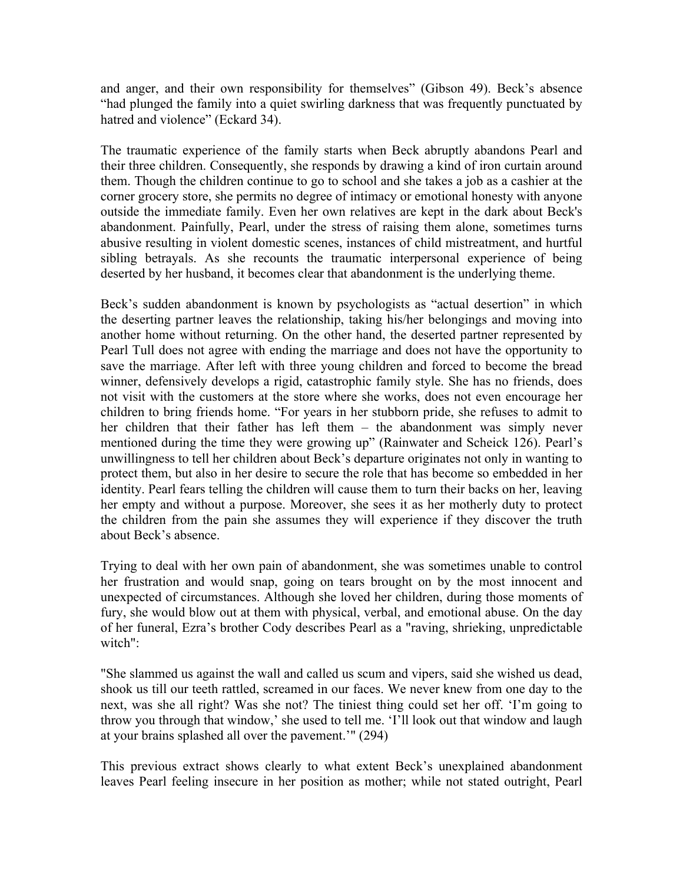and anger, and their own responsibility for themselves" (Gibson 49). Beck's absence "had plunged the family into a quiet swirling darkness that was frequently punctuated by hatred and violence" (Eckard 34).

The traumatic experience of the family starts when Beck abruptly abandons Pearl and their three children. Consequently, she responds by drawing a kind of iron curtain around them. Though the children continue to go to school and she takes a job as a cashier at the corner grocery store, she permits no degree of intimacy or emotional honesty with anyone outside the immediate family. Even her own relatives are kept in the dark about Beck's abandonment. Painfully, Pearl, under the stress of raising them alone, sometimes turns abusive resulting in violent domestic scenes, instances of child mistreatment, and hurtful sibling betrayals. As she recounts the traumatic interpersonal experience of being deserted by her husband, it becomes clear that abandonment is the underlying theme.

Beck's sudden abandonment is known by psychologists as "actual desertion" in which the deserting partner leaves the relationship, taking his/her belongings and moving into another home without returning. On the other hand, the deserted partner represented by Pearl Tull does not agree with ending the marriage and does not have the opportunity to save the marriage. After left with three young children and forced to become the bread winner, defensively develops a rigid, catastrophic family style. She has no friends, does not visit with the customers at the store where she works, does not even encourage her children to bring friends home. "For years in her stubborn pride, she refuses to admit to her children that their father has left them – the abandonment was simply never mentioned during the time they were growing up" (Rainwater and Scheick 126). Pearl's unwillingness to tell her children about Beck's departure originates not only in wanting to protect them, but also in her desire to secure the role that has become so embedded in her identity. Pearl fears telling the children will cause them to turn their backs on her, leaving her empty and without a purpose. Moreover, she sees it as her motherly duty to protect the children from the pain she assumes they will experience if they discover the truth about Beck's absence.

Trying to deal with her own pain of abandonment, she was sometimes unable to control her frustration and would snap, going on tears brought on by the most innocent and unexpected of circumstances. Although she loved her children, during those moments of fury, she would blow out at them with physical, verbal, and emotional abuse. On the day of her funeral, Ezra's brother Cody describes Pearl as a "raving, shrieking, unpredictable witch":

"She slammed us against the wall and called us scum and vipers, said she wished us dead, shook us till our teeth rattled, screamed in our faces. We never knew from one day to the next, was she all right? Was she not? The tiniest thing could set her off. 'I'm going to throw you through that window,' she used to tell me. 'I'll look out that window and laugh at your brains splashed all over the pavement.'" (294)

This previous extract shows clearly to what extent Beck's unexplained abandonment leaves Pearl feeling insecure in her position as mother; while not stated outright, Pearl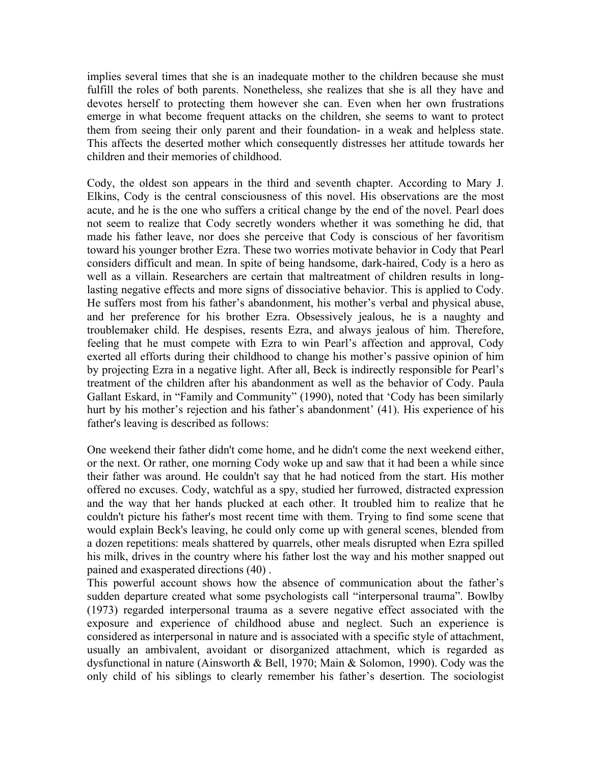implies several times that she is an inadequate mother to the children because she must fulfill the roles of both parents. Nonetheless, she realizes that she is all they have and devotes herself to protecting them however she can. Even when her own frustrations emerge in what become frequent attacks on the children, she seems to want to protect them from seeing their only parent and their foundation- in a weak and helpless state. This affects the deserted mother which consequently distresses her attitude towards her children and their memories of childhood.

Cody, the oldest son appears in the third and seventh chapter. According to Mary J. Elkins, Cody is the central consciousness of this novel. His observations are the most acute, and he is the one who suffers a critical change by the end of the novel. Pearl does not seem to realize that Cody secretly wonders whether it was something he did, that made his father leave, nor does she perceive that Cody is conscious of her favoritism toward his younger brother Ezra. These two worries motivate behavior in Cody that Pearl considers difficult and mean. In spite of being handsome, dark-haired, Cody is a hero as well as a villain. Researchers are certain that maltreatment of children results in long-lasting negative effects and more signs of dissociative behavior. This is applied to Cody. He suffers most from his father's abandonment, his mother's verbal and physical abuse, and her preference for his brother Ezra. Obsessively jealous, he is a naughty and troublemaker child. He despises, resents Ezra, and always jealous of him. Therefore, feeling that he must compete with Ezra to win Pearl's affection and approval, Cody exerted all efforts during their childhood to change his mother's passive opinion of him by projecting Ezra in a negative light. After all, Beck is indirectly responsible for Pearl's treatment of the children after his abandonment as well as the behavior of Cody. Paula Gallant Eskard, in "Family and Community" (1990), noted that 'Cody has been similarly hurt by his mother's rejection and his father's abandonment' (41). His experience of his father's leaving is described as follows:

One weekend their father didn't come home, and he didn't come the next weekend either, or the next. Or rather, one morning Cody woke up and saw that it had been a while since their father was around. He couldn't say that he had noticed from the start. His mother offered no excuses. Cody, watchful as a spy, studied her furrowed, distracted expression and the way that her hands plucked at each other. It troubled him to realize that he couldn't picture his father's most recent time with them. Trying to find some scene that would explain Beck's leaving, he could only come up with general scenes, blended from a dozen repetitions: meals shattered by quarrels, other meals disrupted when Ezra spilled his milk, drives in the country where his father lost the way and his mother snapped out pained and exasperated directions (40) .

This powerful account shows how the absence of communication about the father's sudden departure created what some psychologists call "interpersonal trauma". Bowlby (1973) regarded interpersonal trauma as a severe negative effect associated with the exposure and experience of childhood abuse and neglect. Such an experience is considered as interpersonal in nature and is associated with a specific style of attachment, usually an ambivalent, avoidant or disorganized attachment, which is regarded as dysfunctional in nature (Ainsworth & Bell, 1970; Main & Solomon, 1990). Cody was the only child of his siblings to clearly remember his father's desertion. The sociologist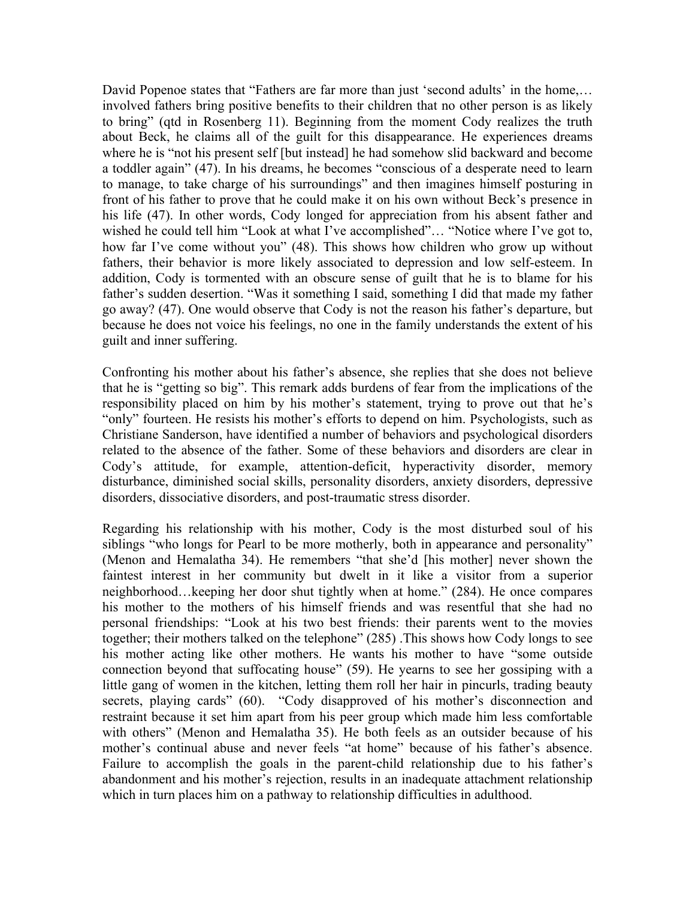David Popenoe states that "Fathers are far more than just 'second adults' in the home,… involved fathers bring positive benefits to their children that no other person is as likely to bring" (qtd in Rosenberg 11). Beginning from the moment Cody realizes the truth about Beck, he claims all of the guilt for this disappearance. He experiences dreams where he is "not his present self [but instead] he had somehow slid backward and become a toddler again" (47). In his dreams, he becomes "conscious of a desperate need to learn to manage, to take charge of his surroundings" and then imagines himself posturing in front of his father to prove that he could make it on his own without Beck's presence in his life (47). In other words, Cody longed for appreciation from his absent father and wished he could tell him "Look at what I've accomplished"… "Notice where I've got to, how far I've come without you" (48). This shows how children who grow up without fathers, their behavior is more likely associated to depression and low self-esteem. In addition, Cody is tormented with an obscure sense of guilt that he is to blame for his father's sudden desertion. "Was it something I said, something I did that made my father go away? (47). One would observe that Cody is not the reason his father's departure, but because he does not voice his feelings, no one in the family understands the extent of his guilt and inner suffering.

Confronting his mother about his father's absence, she replies that she does not believe that he is "getting so big". This remark adds burdens of fear from the implications of the responsibility placed on him by his mother's statement, trying to prove out that he's "only" fourteen. He resists his mother's efforts to depend on him. Psychologists, such as Christiane Sanderson, have identified a number of behaviors and psychological disorders related to the absence of the father. Some of these behaviors and disorders are clear in Cody's attitude, for example, attention-deficit, hyperactivity disorder, memory disturbance, diminished social skills, personality disorders, anxiety disorders, depressive disorders, dissociative disorders, and post-traumatic stress disorder.

Regarding his relationship with his mother, Cody is the most disturbed soul of his siblings "who longs for Pearl to be more motherly, both in appearance and personality" (Menon and Hemalatha 34). He remembers "that she'd [his mother] never shown the faintest interest in her community but dwelt in it like a visitor from a superior neighborhood…keeping her door shut tightly when at home." (284). He once compares his mother to the mothers of his himself friends and was resentful that she had no personal friendships: "Look at his two best friends: their parents went to the movies together; their mothers talked on the telephone" (285) .This shows how Cody longs to see his mother acting like other mothers. He wants his mother to have "some outside connection beyond that suffocating house" (59). He yearns to see her gossiping with a little gang of women in the kitchen, letting them roll her hair in pincurls, trading beauty secrets, playing cards" (60). "Cody disapproved of his mother's disconnection and restraint because it set him apart from his peer group which made him less comfortable with others" (Menon and Hemalatha 35). He both feels as an outsider because of his mother's continual abuse and never feels "at home" because of his father's absence. Failure to accomplish the goals in the parent-child relationship due to his father's abandonment and his mother's rejection, results in an inadequate attachment relationship which in turn places him on a pathway to relationship difficulties in adulthood.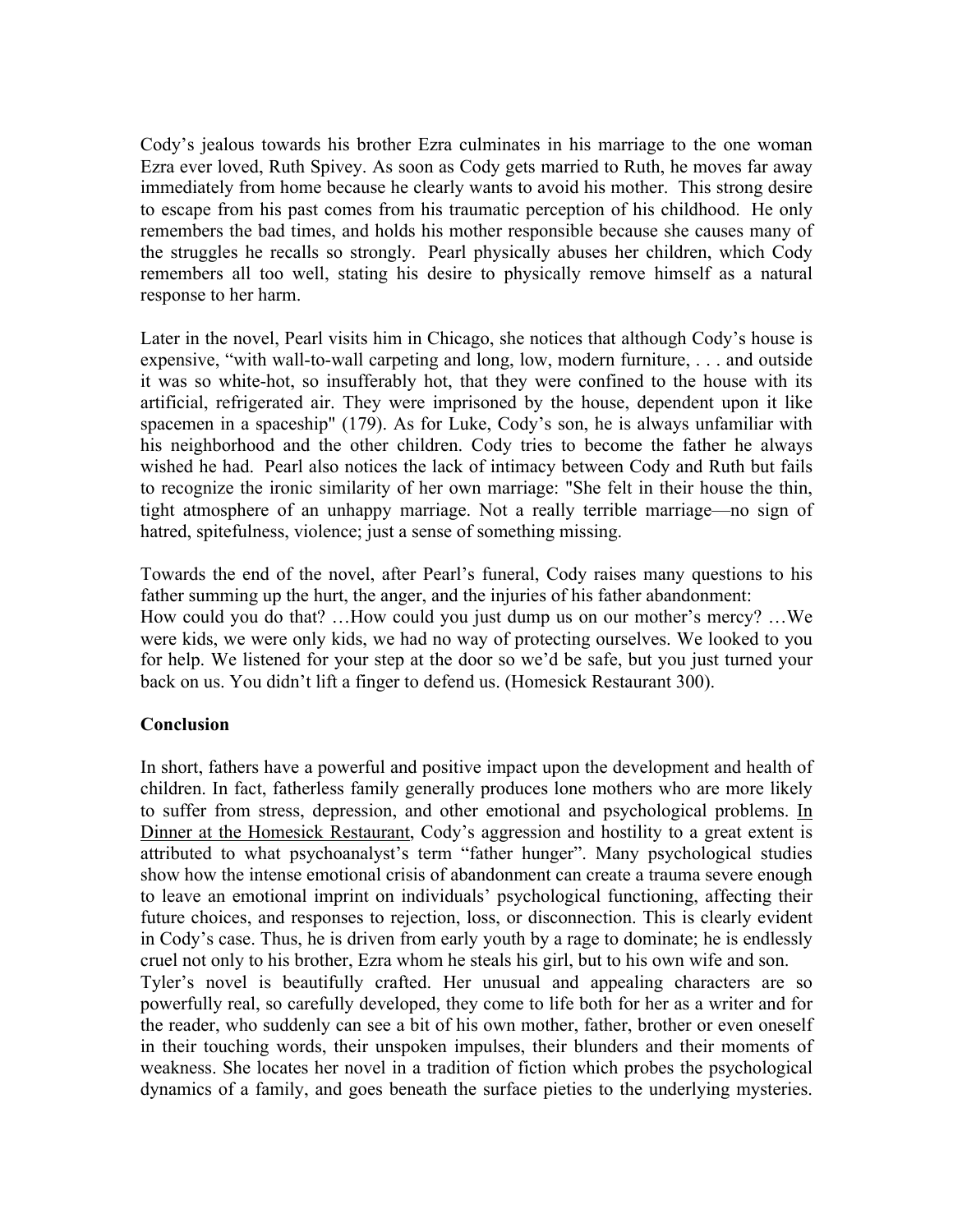Cody's jealous towards his brother Ezra culminates in his marriage to the one woman Ezra ever loved, Ruth Spivey. As soon as Cody gets married to Ruth, he moves far away immediately from home because he clearly wants to avoid his mother. This strong desire to escape from his past comes from his traumatic perception of his childhood. He only remembers the bad times, and holds his mother responsible because she causes many of the struggles he recalls so strongly. Pearl physically abuses her children, which Cody remembers all too well, stating his desire to physically remove himself as a natural response to her harm.

Later in the novel, Pearl visits him in Chicago, she notices that although Cody's house is expensive, "with wall-to-wall carpeting and long, low, modern furniture, . . . and outside it was so white-hot, so insufferably hot, that they were confined to the house with its artificial, refrigerated air. They were imprisoned by the house, dependent upon it like spacemen in a spaceship" (179). As for Luke, Cody's son, he is always unfamiliar with his neighborhood and the other children. Cody tries to become the father he always wished he had. Pearl also notices the lack of intimacy between Cody and Ruth but fails to recognize the ironic similarity of her own marriage: "She felt in their house the thin, tight atmosphere of an unhappy marriage. Not a really terrible marriage—no sign of hatred, spitefulness, violence; just a sense of something missing.

Towards the end of the novel, after Pearl's funeral, Cody raises many questions to his father summing up the hurt, the anger, and the injuries of his father abandonment:
How could you do that? …How could you just dump us on our mother's mercy? …We were kids, we were only kids, we had no way of protecting ourselves. We looked to you for help. We listened for your step at the door so we'd be safe, but you just turned your back on us. You didn't lift a finger to defend us. (Homesick Restaurant 300).

**Conclusion**

In short, fathers have a powerful and positive impact upon the development and health of children. In fact, fatherless family generally produces lone mothers who are more likely to suffer from stress, depression, and other emotional and psychological problems. In Dinner at the Homesick Restaurant, Cody's aggression and hostility to a great extent is attributed to what psychoanalyst's term "father hunger". Many psychological studies show how the intense emotional crisis of abandonment can create a trauma severe enough to leave an emotional imprint on individuals' psychological functioning, affecting their future choices, and responses to rejection, loss, or disconnection. This is clearly evident in Cody's case. Thus, he is driven from early youth by a rage to dominate; he is endlessly cruel not only to his brother, Ezra whom he steals his girl, but to his own wife and son.
Tyler's novel is beautifully crafted. Her unusual and appealing characters are so powerfully real, so carefully developed, they come to life both for her as a writer and for the reader, who suddenly can see a bit of his own mother, father, brother or even oneself in their touching words, their unspoken impulses, their blunders and their moments of weakness. She locates her novel in a tradition of fiction which probes the psychological dynamics of a family, and goes beneath the surface pieties to the underlying mysteries.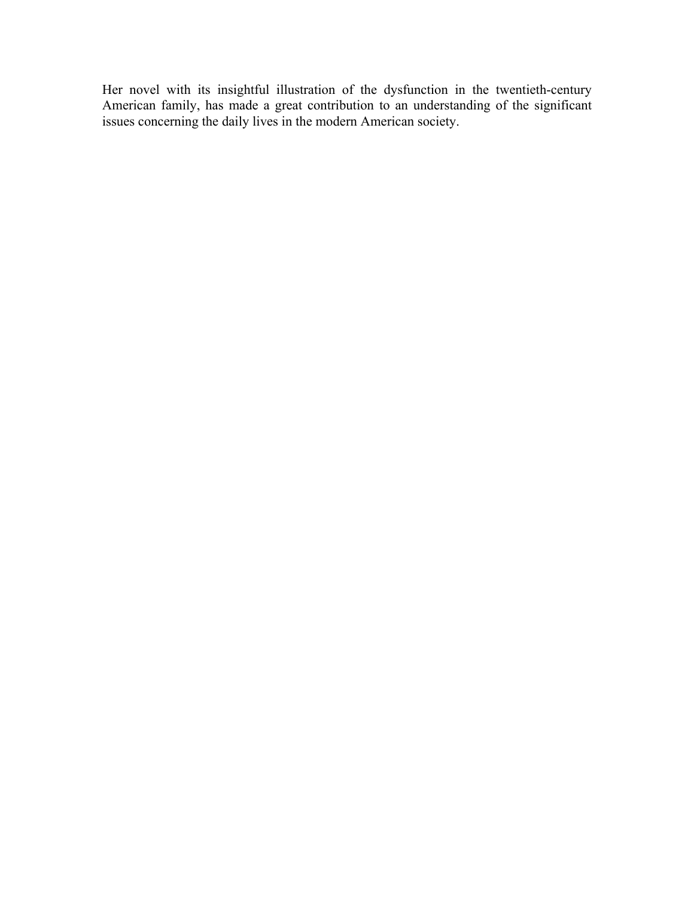Her novel with its insightful illustration of the dysfunction in the twentieth-century American family, has made a great contribution to an understanding of the significant issues concerning the daily lives in the modern American society.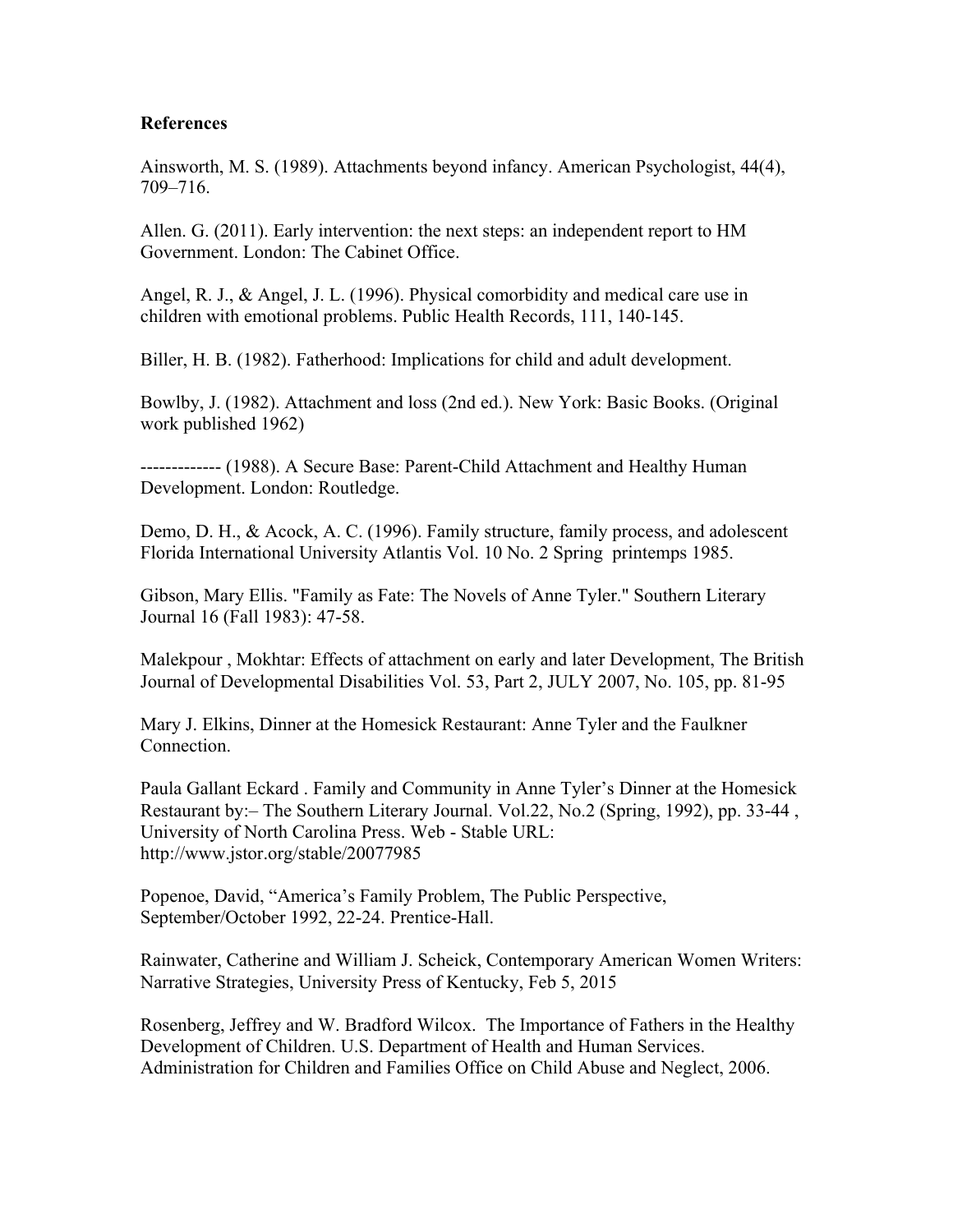**References**

Ainsworth, M. S. (1989). Attachments beyond infancy. American Psychologist, 44(4), 709–716.

Allen. G. (2011). Early intervention: the next steps: an independent report to HM Government. London: The Cabinet Office.

Angel, R. J., & Angel, J. L. (1996). Physical comorbidity and medical care use in children with emotional problems. Public Health Records, 111, 140-145.

Biller, H. B. (1982). Fatherhood: Implications for child and adult development.

Bowlby, J. (1982). Attachment and loss (2nd ed.). New York: Basic Books. (Original work published 1962)

------------- (1988). A Secure Base: Parent-Child Attachment and Healthy Human Development. London: Routledge.

Demo, D. H., & Acock, A. C. (1996). Family structure, family process, and adolescent Florida International University Atlantis Vol. 10 No. 2 Spring  printemps 1985.

Gibson, Mary Ellis. "Family as Fate: The Novels of Anne Tyler." Southern Literary Journal 16 (Fall 1983): 47-58.

Malekpour , Mokhtar: Effects of attachment on early and later Development, The British Journal of Developmental Disabilities Vol. 53, Part 2, JULY 2007, No. 105, pp. 81-95

Mary J. Elkins, Dinner at the Homesick Restaurant: Anne Tyler and the Faulkner Connection.

Paula Gallant Eckard . Family and Community in Anne Tyler's Dinner at the Homesick Restaurant by:– The Southern Literary Journal. Vol.22, No.2 (Spring, 1992), pp. 33-44 , University of North Carolina Press. Web - Stable URL: http://www.jstor.org/stable/20077985

Popenoe, David, "America's Family Problem, The Public Perspective, September/October 1992, 22-24. Prentice-Hall.

Rainwater, Catherine and William J. Scheick, Contemporary American Women Writers: Narrative Strategies, University Press of Kentucky, Feb 5, 2015

Rosenberg, Jeffrey and W. Bradford Wilcox. The Importance of Fathers in the Healthy Development of Children. U.S. Department of Health and Human Services. Administration for Children and Families Office on Child Abuse and Neglect, 2006.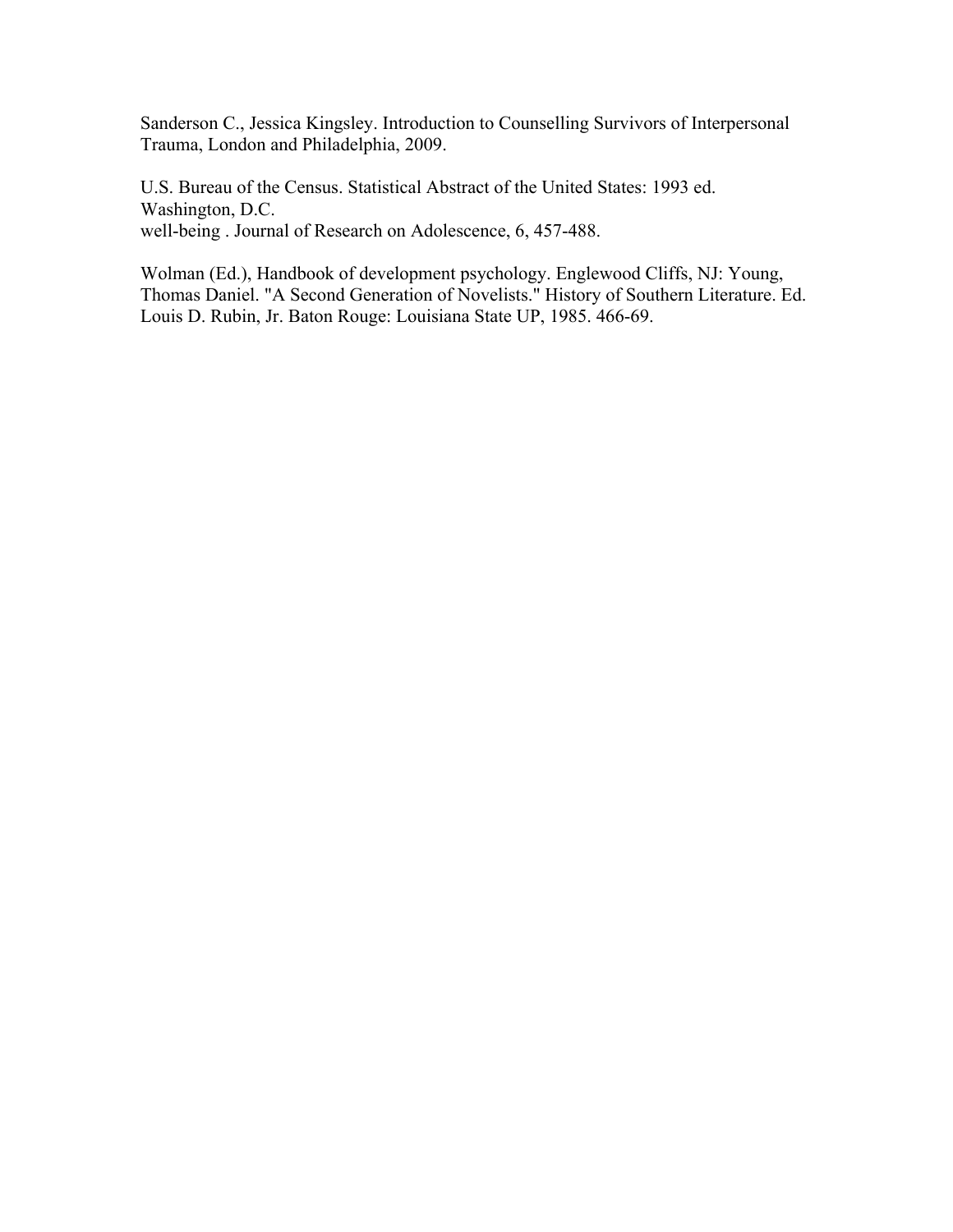Sanderson C., Jessica Kingsley. Introduction to Counselling Survivors of Interpersonal Trauma, London and Philadelphia, 2009.

U.S. Bureau of the Census. Statistical Abstract of the United States: 1993 ed. Washington, D.C.
well-being . Journal of Research on Adolescence, 6, 457-488.

Wolman (Ed.), Handbook of development psychology. Englewood Cliffs, NJ: Young, Thomas Daniel. "A Second Generation of Novelists." History of Southern Literature. Ed. Louis D. Rubin, Jr. Baton Rouge: Louisiana State UP, 1985. 466-69.